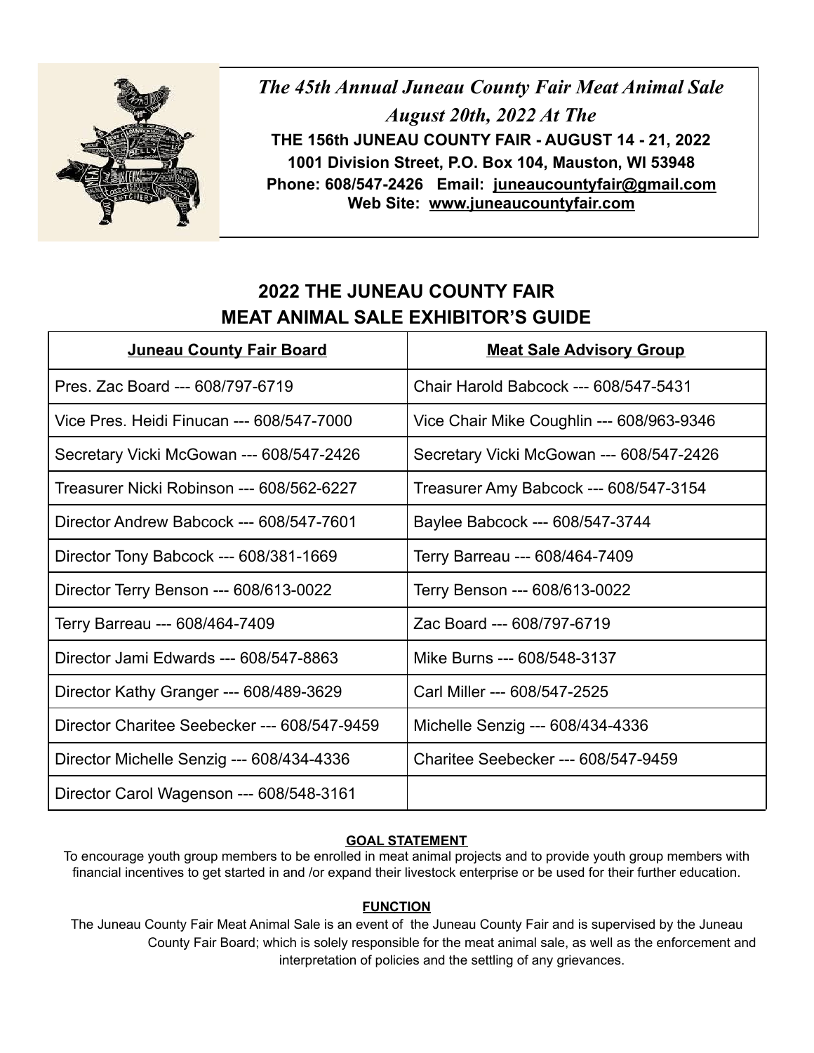*The 45th Annual Juneau County Fair Meat Animal Sale*

*August 20th, 2022 At The*

**THE 156th JUNEAU COUNTY FAIR - AUGUST 14 - 21, 2022**

**1001 Division Street, P.O. Box 104, Mauston, WI 53948**

**Phone: 608/547-2426 Email: juneaucountyfair@gmail.com**

**Web Site: www.juneaucountyfair.com**

## 2022 THE JUNEAU COUNTY FAIR MEAT ANIMAL SALE EXHIBITOR'S GUIDE

| Juneau County Fair Board | Meat Sale Advisory Group |
|---|---|
| Pres. Zac Board --- 608/797-6719 | Chair Harold Babcock --- 608/547-5431 |
| Vice Pres. Heidi Finucan --- 608/547-7000 | Vice Chair Mike Coughlin --- 608/963-9346 |
| Secretary Vicki McGowan --- 608/547-2426 | Secretary Vicki McGowan --- 608/547-2426 |
| Treasurer Nicki Robinson --- 608/562-6227 | Treasurer Amy Babcock --- 608/547-3154 |
| Director Andrew Babcock --- 608/547-7601 | Baylee Babcock --- 608/547-3744 |
| Director Tony Babcock --- 608/381-1669 | Terry Barreau --- 608/464-7409 |
| Director Terry Benson --- 608/613-0022 | Terry Benson --- 608/613-0022 |
| Terry Barreau --- 608/464-7409 | Zac Board --- 608/797-6719 |
| Director Jami Edwards --- 608/547-8863 | Mike Burns --- 608/548-3137 |
| Director Kathy Granger --- 608/489-3629 | Carl Miller --- 608/547-2525 |
| Director Charitee Seebecker --- 608/547-9459 | Michelle Senzig --- 608/434-4336 |
| Director Michelle Senzig --- 608/434-4336 | Charitee Seebecker --- 608/547-9459 |
| Director Carol Wagenson --- 608/548-3161 | |

### GOAL STATEMENT

To encourage youth group members to be enrolled in meat animal projects and to provide youth group members with financial incentives to get started in and /or expand their livestock enterprise or be used for their further education.

### FUNCTION

The Juneau County Fair Meat Animal Sale is an event of the Juneau County Fair and is supervised by the Juneau County Fair Board; which is solely responsible for the meat animal sale, as well as the enforcement and interpretation of policies and the settling of any grievances.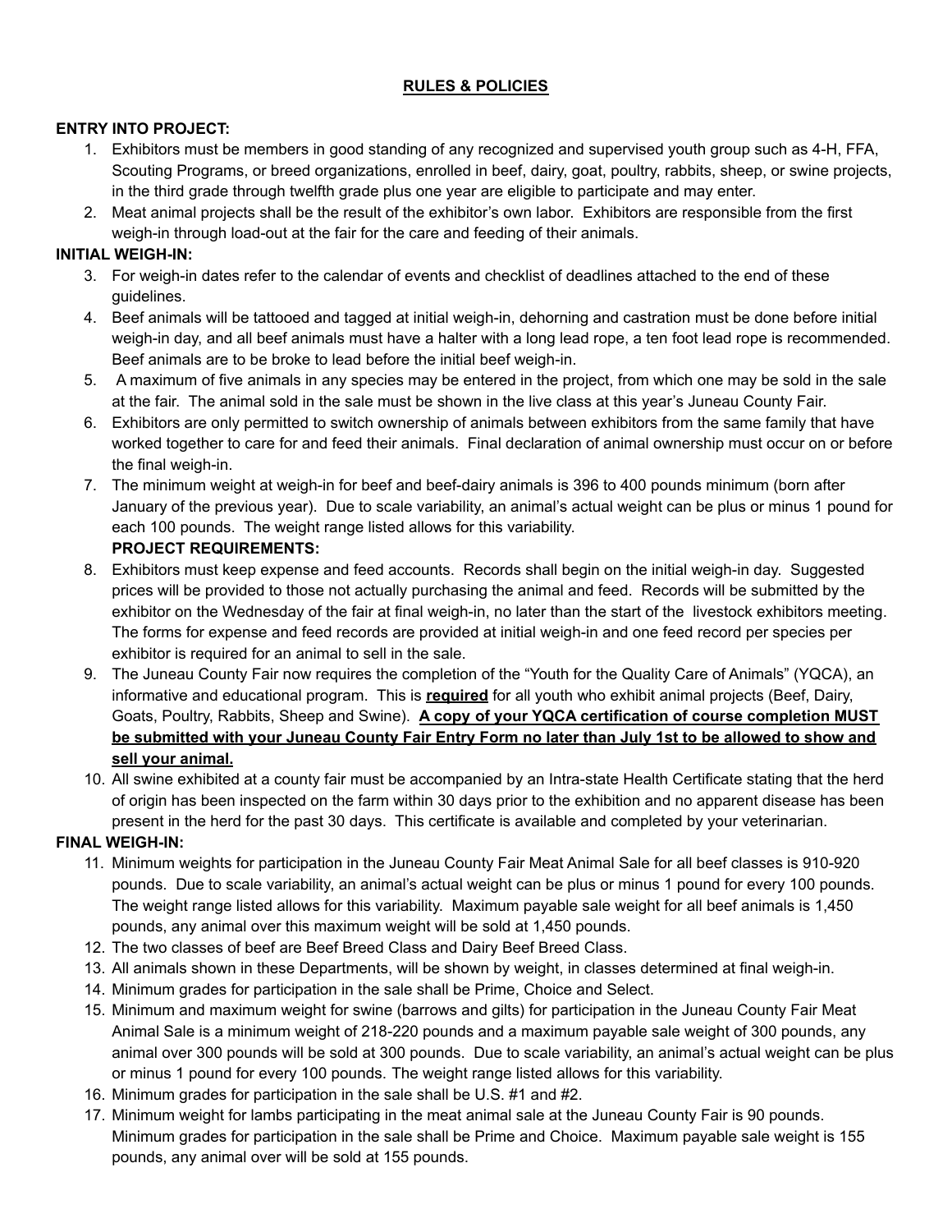## RULES & POLICIES

**ENTRY INTO PROJECT:**

1. Exhibitors must be members in good standing of any recognized and supervised youth group such as 4-H, FFA, Scouting Programs, or breed organizations, enrolled in beef, dairy, goat, poultry, rabbits, sheep, or swine projects, in the third grade through twelfth grade plus one year are eligible to participate and may enter.
2. Meat animal projects shall be the result of the exhibitor's own labor. Exhibitors are responsible from the first weigh-in through load-out at the fair for the care and feeding of their animals.

**INITIAL WEIGH-IN:**

3. For weigh-in dates refer to the calendar of events and checklist of deadlines attached to the end of these guidelines.
4. Beef animals will be tattooed and tagged at initial weigh-in, dehorning and castration must be done before initial weigh-in day, and all beef animals must have a halter with a long lead rope, a ten foot lead rope is recommended. Beef animals are to be broke to lead before the initial beef weigh-in.
5. A maximum of five animals in any species may be entered in the project, from which one may be sold in the sale at the fair. The animal sold in the sale must be shown in the live class at this year's Juneau County Fair.
6. Exhibitors are only permitted to switch ownership of animals between exhibitors from the same family that have worked together to care for and feed their animals. Final declaration of animal ownership must occur on or before the final weigh-in.
7. The minimum weight at weigh-in for beef and beef-dairy animals is 396 to 400 pounds minimum (born after January of the previous year). Due to scale variability, an animal's actual weight can be plus or minus 1 pound for each 100 pounds. The weight range listed allows for this variability.

**PROJECT REQUIREMENTS:**

8. Exhibitors must keep expense and feed accounts. Records shall begin on the initial weigh-in day. Suggested prices will be provided to those not actually purchasing the animal and feed. Records will be submitted by the exhibitor on the Wednesday of the fair at final weigh-in, no later than the start of the livestock exhibitors meeting. The forms for expense and feed records are provided at initial weigh-in and one feed record per species per exhibitor is required for an animal to sell in the sale.
9. The Juneau County Fair now requires the completion of the "Youth for the Quality Care of Animals" (YQCA), an informative and educational program. This is **required** for all youth who exhibit animal projects (Beef, Dairy, Goats, Poultry, Rabbits, Sheep and Swine). **A copy of your YQCA certification of course completion MUST be submitted with your Juneau County Fair Entry Form no later than July 1st to be allowed to show and sell your animal.**
10. All swine exhibited at a county fair must be accompanied by an Intra-state Health Certificate stating that the herd of origin has been inspected on the farm within 30 days prior to the exhibition and no apparent disease has been present in the herd for the past 30 days. This certificate is available and completed by your veterinarian.

**FINAL WEIGH-IN:**

11. Minimum weights for participation in the Juneau County Fair Meat Animal Sale for all beef classes is 910-920 pounds. Due to scale variability, an animal's actual weight can be plus or minus 1 pound for every 100 pounds. The weight range listed allows for this variability. Maximum payable sale weight for all beef animals is 1,450 pounds, any animal over this maximum weight will be sold at 1,450 pounds.
12. The two classes of beef are Beef Breed Class and Dairy Beef Breed Class.
13. All animals shown in these Departments, will be shown by weight, in classes determined at final weigh-in.
14. Minimum grades for participation in the sale shall be Prime, Choice and Select.
15. Minimum and maximum weight for swine (barrows and gilts) for participation in the Juneau County Fair Meat Animal Sale is a minimum weight of 218-220 pounds and a maximum payable sale weight of 300 pounds, any animal over 300 pounds will be sold at 300 pounds. Due to scale variability, an animal's actual weight can be plus or minus 1 pound for every 100 pounds. The weight range listed allows for this variability.
16. Minimum grades for participation in the sale shall be U.S. #1 and #2.
17. Minimum weight for lambs participating in the meat animal sale at the Juneau County Fair is 90 pounds. Minimum grades for participation in the sale shall be Prime and Choice. Maximum payable sale weight is 155 pounds, any animal over will be sold at 155 pounds.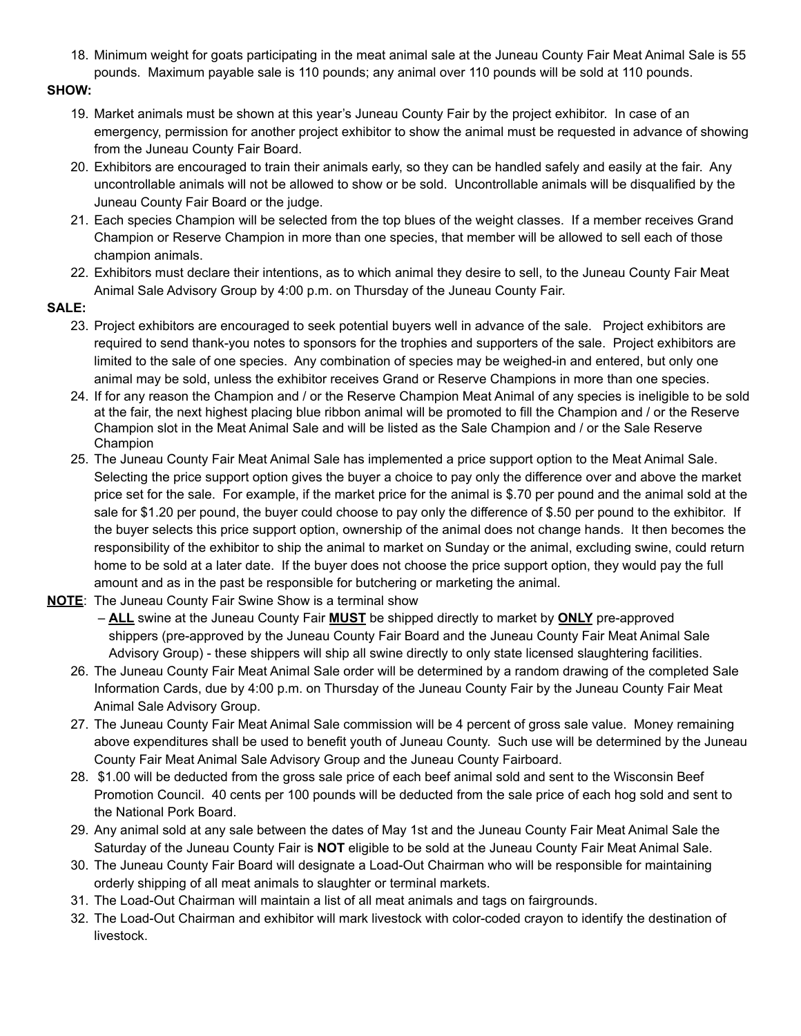18. Minimum weight for goats participating in the meat animal sale at the Juneau County Fair Meat Animal Sale is 55 pounds. Maximum payable sale is 110 pounds; any animal over 110 pounds will be sold at 110 pounds.

**SHOW:**

19. Market animals must be shown at this year's Juneau County Fair by the project exhibitor. In case of an emergency, permission for another project exhibitor to show the animal must be requested in advance of showing from the Juneau County Fair Board.
20. Exhibitors are encouraged to train their animals early, so they can be handled safely and easily at the fair. Any uncontrollable animals will not be allowed to show or be sold. Uncontrollable animals will be disqualified by the Juneau County Fair Board or the judge.
21. Each species Champion will be selected from the top blues of the weight classes. If a member receives Grand Champion or Reserve Champion in more than one species, that member will be allowed to sell each of those champion animals.
22. Exhibitors must declare their intentions, as to which animal they desire to sell, to the Juneau County Fair Meat Animal Sale Advisory Group by 4:00 p.m. on Thursday of the Juneau County Fair.

**SALE:**

23. Project exhibitors are encouraged to seek potential buyers well in advance of the sale. Project exhibitors are required to send thank-you notes to sponsors for the trophies and supporters of the sale. Project exhibitors are limited to the sale of one species. Any combination of species may be weighed-in and entered, but only one animal may be sold, unless the exhibitor receives Grand or Reserve Champions in more than one species.
24. If for any reason the Champion and / or the Reserve Champion Meat Animal of any species is ineligible to be sold at the fair, the next highest placing blue ribbon animal will be promoted to fill the Champion and / or the Reserve Champion slot in the Meat Animal Sale and will be listed as the Sale Champion and / or the Sale Reserve Champion
25. The Juneau County Fair Meat Animal Sale has implemented a price support option to the Meat Animal Sale. Selecting the price support option gives the buyer a choice to pay only the difference over and above the market price set for the sale. For example, if the market price for the animal is $.70 per pound and the animal sold at the sale for $1.20 per pound, the buyer could choose to pay only the difference of $.50 per pound to the exhibitor. If the buyer selects this price support option, ownership of the animal does not change hands. It then becomes the responsibility of the exhibitor to ship the animal to market on Sunday or the animal, excluding swine, could return home to be sold at a later date. If the buyer does not choose the price support option, they would pay the full amount and as in the past be responsible for butchering or marketing the animal.

**<u>NOTE</u>**: The Juneau County Fair Swine Show is a terminal show

– **<u>ALL</u>** swine at the Juneau County Fair **<u>MUST</u>** be shipped directly to market by **<u>ONLY</u>** pre-approved shippers (pre-approved by the Juneau County Fair Board and the Juneau County Fair Meat Animal Sale Advisory Group) - these shippers will ship all swine directly to only state licensed slaughtering facilities.

26. The Juneau County Fair Meat Animal Sale order will be determined by a random drawing of the completed Sale Information Cards, due by 4:00 p.m. on Thursday of the Juneau County Fair by the Juneau County Fair Meat Animal Sale Advisory Group.
27. The Juneau County Fair Meat Animal Sale commission will be 4 percent of gross sale value. Money remaining above expenditures shall be used to benefit youth of Juneau County. Such use will be determined by the Juneau County Fair Meat Animal Sale Advisory Group and the Juneau County Fairboard.
28. $1.00 will be deducted from the gross sale price of each beef animal sold and sent to the Wisconsin Beef Promotion Council. 40 cents per 100 pounds will be deducted from the sale price of each hog sold and sent to the National Pork Board.
29. Any animal sold at any sale between the dates of May 1st and the Juneau County Fair Meat Animal Sale the Saturday of the Juneau County Fair is **NOT** eligible to be sold at the Juneau County Fair Meat Animal Sale.
30. The Juneau County Fair Board will designate a Load-Out Chairman who will be responsible for maintaining orderly shipping of all meat animals to slaughter or terminal markets.
31. The Load-Out Chairman will maintain a list of all meat animals and tags on fairgrounds.
32. The Load-Out Chairman and exhibitor will mark livestock with color-coded crayon to identify the destination of livestock.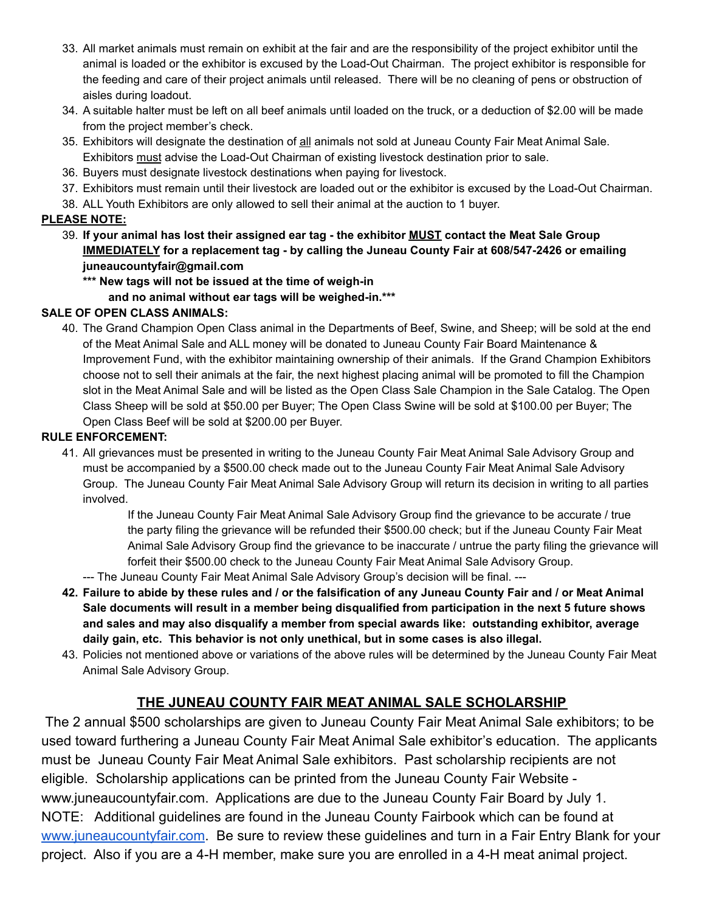33. All market animals must remain on exhibit at the fair and are the responsibility of the project exhibitor until the animal is loaded or the exhibitor is excused by the Load-Out Chairman. The project exhibitor is responsible for the feeding and care of their project animals until released. There will be no cleaning of pens or obstruction of aisles during loadout.
34. A suitable halter must be left on all beef animals until loaded on the truck, or a deduction of $2.00 will be made from the project member's check.
35. Exhibitors will designate the destination of <u>all</u> animals not sold at Juneau County Fair Meat Animal Sale. Exhibitors <u>must</u> advise the Load-Out Chairman of existing livestock destination prior to sale.
36. Buyers must designate livestock destinations when paying for livestock.
37. Exhibitors must remain until their livestock are loaded out or the exhibitor is excused by the Load-Out Chairman.
38. ALL Youth Exhibitors are only allowed to sell their animal at the auction to 1 buyer.

**<u>PLEASE NOTE:</u>**

39. **If your animal has lost their assigned ear tag - the exhibitor <u>MUST</u> contact the Meat Sale Group <u>IMMEDIATELY</u> for a replacement tag - by calling the Juneau County Fair at 608/547-2426 or emailing juneaucountyfair@gmail.com**

    **\*\*\* New tags will not be issued at the time of weigh-in and no animal without ear tags will be weighed-in.\*\*\***

**SALE OF OPEN CLASS ANIMALS:**

40. The Grand Champion Open Class animal in the Departments of Beef, Swine, and Sheep; will be sold at the end of the Meat Animal Sale and ALL money will be donated to Juneau County Fair Board Maintenance & Improvement Fund, with the exhibitor maintaining ownership of their animals. If the Grand Champion Exhibitors choose not to sell their animals at the fair, the next highest placing animal will be promoted to fill the Champion slot in the Meat Animal Sale and will be listed as the Open Class Sale Champion in the Sale Catalog. The Open Class Sheep will be sold at $50.00 per Buyer; The Open Class Swine will be sold at $100.00 per Buyer; The Open Class Beef will be sold at $200.00 per Buyer.

**RULE ENFORCEMENT:**

41. All grievances must be presented in writing to the Juneau County Fair Meat Animal Sale Advisory Group and must be accompanied by a $500.00 check made out to the Juneau County Fair Meat Animal Sale Advisory Group. The Juneau County Fair Meat Animal Sale Advisory Group will return its decision in writing to all parties involved.

    If the Juneau County Fair Meat Animal Sale Advisory Group find the grievance to be accurate / true the party filing the grievance will be refunded their $500.00 check; but if the Juneau County Fair Meat Animal Sale Advisory Group find the grievance to be inaccurate / untrue the party filing the grievance will forfeit their $500.00 check to the Juneau County Fair Meat Animal Sale Advisory Group.

    --- The Juneau County Fair Meat Animal Sale Advisory Group's decision will be final. ---

42. **Failure to abide by these rules and / or the falsification of any Juneau County Fair and / or Meat Animal Sale documents will result in a member being disqualified from participation in the next 5 future shows and sales and may also disqualify a member from special awards like: outstanding exhibitor, average daily gain, etc. This behavior is not only unethical, but in some cases is also illegal.**
43. Policies not mentioned above or variations of the above rules will be determined by the Juneau County Fair Meat Animal Sale Advisory Group.

## <u>THE JUNEAU COUNTY FAIR MEAT ANIMAL SALE SCHOLARSHIP</u>

The 2 annual $500 scholarships are given to Juneau County Fair Meat Animal Sale exhibitors; to be used toward furthering a Juneau County Fair Meat Animal Sale exhibitor's education. The applicants must be Juneau County Fair Meat Animal Sale exhibitors. Past scholarship recipients are not eligible. Scholarship applications can be printed from the Juneau County Fair Website - www.juneaucountyfair.com. Applications are due to the Juneau County Fair Board by July 1. NOTE: Additional guidelines are found in the Juneau County Fairbook which can be found at www.juneaucountyfair.com. Be sure to review these guidelines and turn in a Fair Entry Blank for your project. Also if you are a 4-H member, make sure you are enrolled in a 4-H meat animal project.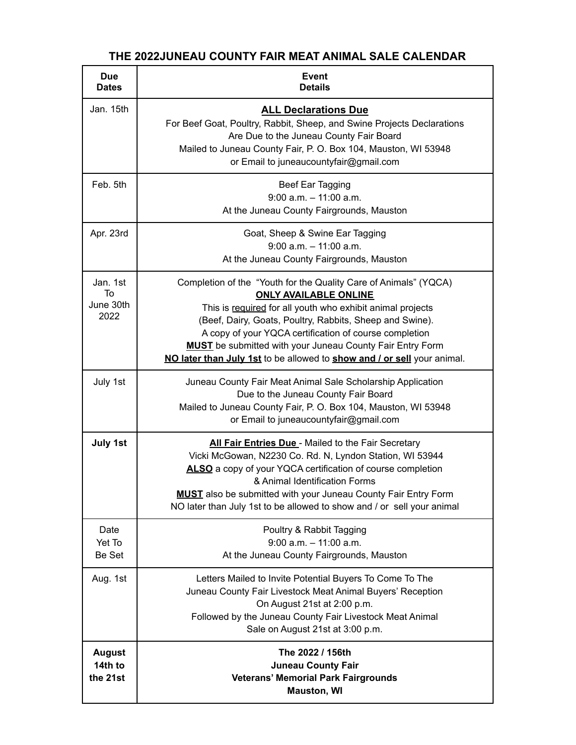# THE 2022JUNEAU COUNTY FAIR MEAT ANIMAL SALE CALENDAR

| Due Dates | Event Details |
|---|---|
| Jan. 15th | **ALL Declarations Due**<br>For Beef Goat, Poultry, Rabbit, Sheep, and Swine Projects Declarations Are Due to the Juneau County Fair Board<br>Mailed to Juneau County Fair, P. O. Box 104, Mauston, WI 53948<br>or Email to juneaucountyfair@gmail.com |
| Feb. 5th | Beef Ear Tagging<br>9:00 a.m. – 11:00 a.m.<br>At the Juneau County Fairgrounds, Mauston |
| Apr. 23rd | Goat, Sheep & Swine Ear Tagging<br>9:00 a.m. – 11:00 a.m.<br>At the Juneau County Fairgrounds, Mauston |
| Jan. 1st To June 30th 2022 | Completion of the "Youth for the Quality Care of Animals" (YQCA)<br>**ONLY AVAILABLE ONLINE**<br>This is required for all youth who exhibit animal projects<br>(Beef, Dairy, Goats, Poultry, Rabbits, Sheep and Swine).<br>A copy of your YQCA certification of course completion<br>**MUST** be submitted with your Juneau County Fair Entry Form<br>**NO later than July 1st** to be allowed to **show and / or sell** your animal. |
| July 1st | Juneau County Fair Meat Animal Sale Scholarship Application<br>Due to the Juneau County Fair Board<br>Mailed to Juneau County Fair, P. O. Box 104, Mauston, WI 53948<br>or Email to juneaucountyfair@gmail.com |
| **July 1st** | **All Fair Entries Due** - Mailed to the Fair Secretary<br>Vicki McGowan, N2230 Co. Rd. N, Lyndon Station, WI 53944<br>**ALSO** a copy of your YQCA certification of course completion<br>& Animal Identification Forms<br>**MUST** also be submitted with your Juneau County Fair Entry Form<br>NO later than July 1st to be allowed to show and / or sell your animal |
| Date Yet To Be Set | Poultry & Rabbit Tagging<br>9:00 a.m. – 11:00 a.m.<br>At the Juneau County Fairgrounds, Mauston |
| Aug. 1st | Letters Mailed to Invite Potential Buyers To Come To The<br>Juneau County Fair Livestock Meat Animal Buyers' Reception<br>On August 21st at 2:00 p.m.<br>Followed by the Juneau County Fair Livestock Meat Animal<br>Sale on August 21st at 3:00 p.m. |
| **August 14th to the 21st** | **The 2022 / 156th**<br>**Juneau County Fair**<br>**Veterans' Memorial Park Fairgrounds**<br>**Mauston, WI** |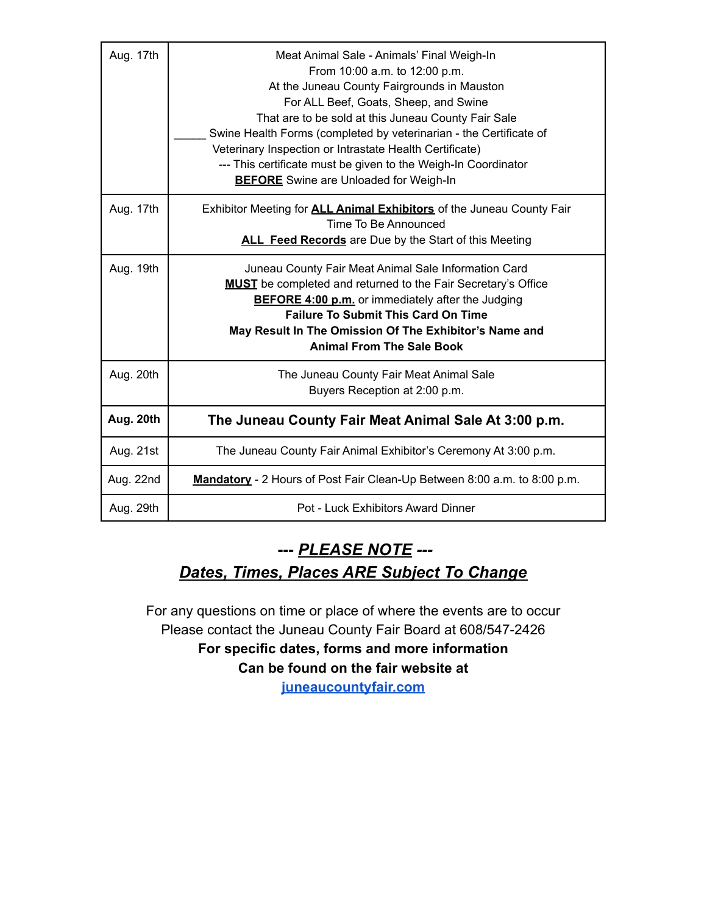| | |
|---|---|
| Aug. 17th | Meat Animal Sale - Animals' Final Weigh-In<br>From 10:00 a.m. to 12:00 p.m.<br>At the Juneau County Fairgrounds in Mauston<br>For ALL Beef, Goats, Sheep, and Swine<br>That are to be sold at this Juneau County Fair Sale<br>_____ Swine Health Forms (completed by veterinarian - the Certificate of Veterinary Inspection or Intrastate Health Certificate)<br>--- This certificate must be given to the Weigh-In Coordinator<br>**BEFORE** Swine are Unloaded for Weigh-In |
| Aug. 17th | Exhibitor Meeting for **ALL Animal Exhibitors** of the Juneau County Fair<br>Time To Be Announced<br>**ALL Feed Records** are Due by the Start of this Meeting |
| Aug. 19th | Juneau County Fair Meat Animal Sale Information Card<br>**MUST** be completed and returned to the Fair Secretary's Office<br>**BEFORE 4:00 p.m.** or immediately after the Judging<br>**Failure To Submit This Card On Time**<br>**May Result In The Omission Of The Exhibitor's Name and Animal From The Sale Book** |
| Aug. 20th | The Juneau County Fair Meat Animal Sale<br>Buyers Reception at 2:00 p.m. |
| **Aug. 20th** | **The Juneau County Fair Meat Animal Sale At 3:00 p.m.** |
| Aug. 21st | The Juneau County Fair Animal Exhibitor's Ceremony At 3:00 p.m. |
| Aug. 22nd | **Mandatory** - 2 Hours of Post Fair Clean-Up Between 8:00 a.m. to 8:00 p.m. |
| Aug. 29th | Pot - Luck Exhibitors Award Dinner |

## --- *PLEASE NOTE* ---

## *Dates, Times, Places ARE Subject To Change*

For any questions on time or place of where the events are to occur
Please contact the Juneau County Fair Board at 608/547-2426

**For specific dates, forms and more information**
**Can be found on the fair website at**
**juneaucountyfair.com**